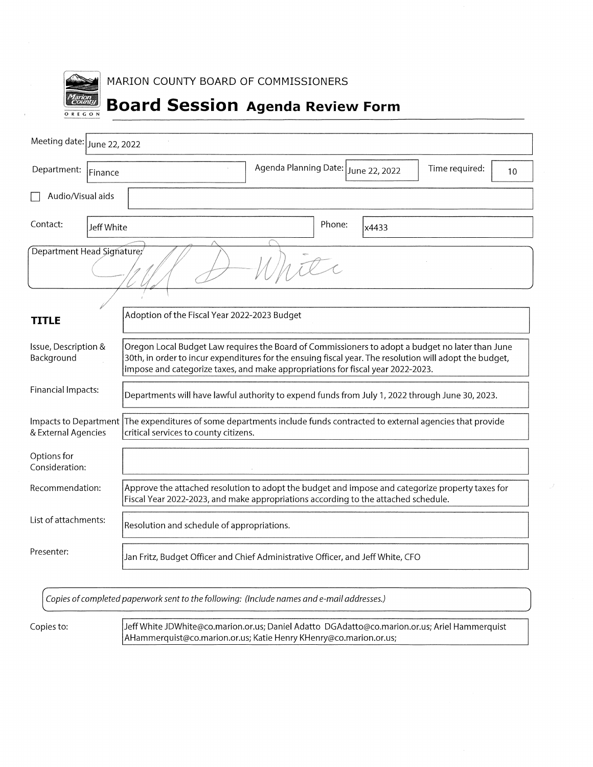MARION COUNTY BOARD OF COMMISSIONERS

# Board Session Agenda Review Form

| | |
|---|---|
| Meeting date: | June 22, 2022 |
| Department: | Finance |
| Agenda Planning Date: | June 22, 2022 |
| Time required: | 10 |
| ☐ Audio/Visual aids | |
| Contact: | Jeff White |
| Phone: | x4433 |

Department Head Signature: *Jeff D White*

| | |
|---|---|
| **TITLE** | Adoption of the Fiscal Year 2022-2023 Budget |
| Issue, Description & Background | Oregon Local Budget Law requires the Board of Commissioners to adopt a budget no later than June 30th, in order to incur expenditures for the ensuing fiscal year. The resolution will adopt the budget, impose and categorize taxes, and make appropriations for fiscal year 2022-2023. |
| Financial Impacts: | Departments will have lawful authority to expend funds from July 1, 2022 through June 30, 2023. |
| Impacts to Department & External Agencies | The expenditures of some departments include funds contracted to external agencies that provide critical services to county citizens. |
| Options for Consideration: | |
| Recommendation: | Approve the attached resolution to adopt the budget and impose and categorize property taxes for Fiscal Year 2022-2023, and make appropriations according to the attached schedule. |
| List of attachments: | Resolution and schedule of appropriations. |
| Presenter: | Jan Fritz, Budget Officer and Chief Administrative Officer, and Jeff White, CFO |

*Copies of completed paperwork sent to the following: (Include names and e-mail addresses.)*

| | |
|---|---|
| Copies to: | Jeff White JDWhite@co.marion.or.us; Daniel Adatto DGAdatto@co.marion.or.us; Ariel Hammerquist AHammerquist@co.marion.or.us; Katie Henry KHenry@co.marion.or.us; |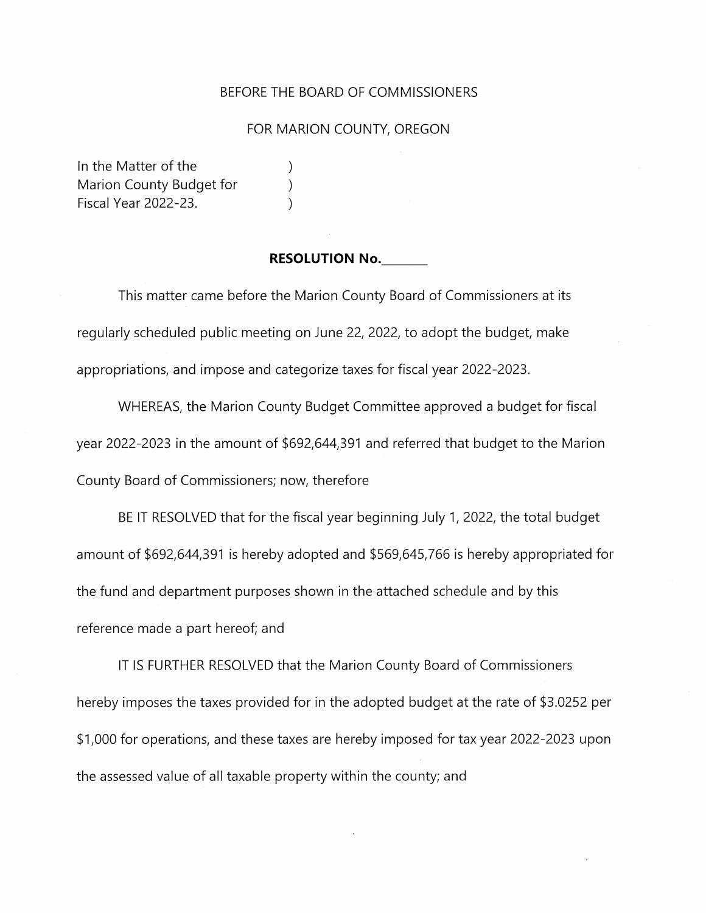BEFORE THE BOARD OF COMMISSIONERS

FOR MARION COUNTY, OREGON

In the Matter of the )
Marion County Budget for )
Fiscal Year 2022-23. )

**RESOLUTION No.\_\_\_\_\_\_\_**

This matter came before the Marion County Board of Commissioners at its regularly scheduled public meeting on June 22, 2022, to adopt the budget, make appropriations, and impose and categorize taxes for fiscal year 2022-2023.

WHEREAS, the Marion County Budget Committee approved a budget for fiscal year 2022-2023 in the amount of $692,644,391 and referred that budget to the Marion County Board of Commissioners; now, therefore

BE IT RESOLVED that for the fiscal year beginning July 1, 2022, the total budget amount of $692,644,391 is hereby adopted and $569,645,766 is hereby appropriated for the fund and department purposes shown in the attached schedule and by this reference made a part hereof; and

IT IS FURTHER RESOLVED that the Marion County Board of Commissioners hereby imposes the taxes provided for in the adopted budget at the rate of $3.0252 per $1,000 for operations, and these taxes are hereby imposed for tax year 2022-2023 upon the assessed value of all taxable property within the county; and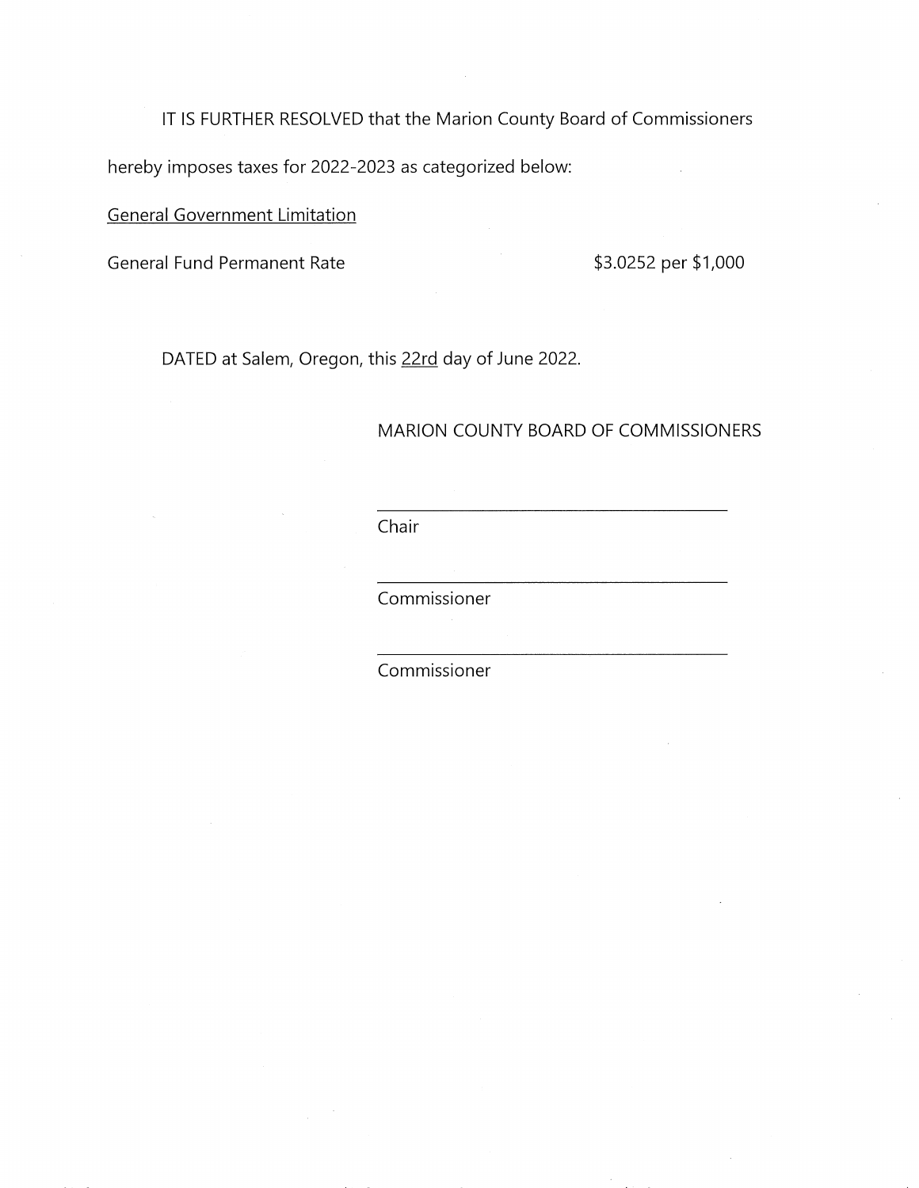IT IS FURTHER RESOLVED that the Marion County Board of Commissioners hereby imposes taxes for 2022-2023 as categorized below:

<u>General Government Limitation</u>

General Fund Permanent Rate $3.0252 per $1,000

DATED at Salem, Oregon, this <u>22rd</u> day of June 2022.

MARION COUNTY BOARD OF COMMISSIONERS

\_\_\_\_\_\_\_\_\_\_\_\_\_\_\_\_\_\_\_\_\_\_\_\_\_\_\_\_\_\_\_\_\_\_\_\_\_\_\_\_

Chair

\_\_\_\_\_\_\_\_\_\_\_\_\_\_\_\_\_\_\_\_\_\_\_\_\_\_\_\_\_\_\_\_\_\_\_\_\_\_\_\_

Commissioner

\_\_\_\_\_\_\_\_\_\_\_\_\_\_\_\_\_\_\_\_\_\_\_\_\_\_\_\_\_\_\_\_\_\_\_\_\_\_\_\_

Commissioner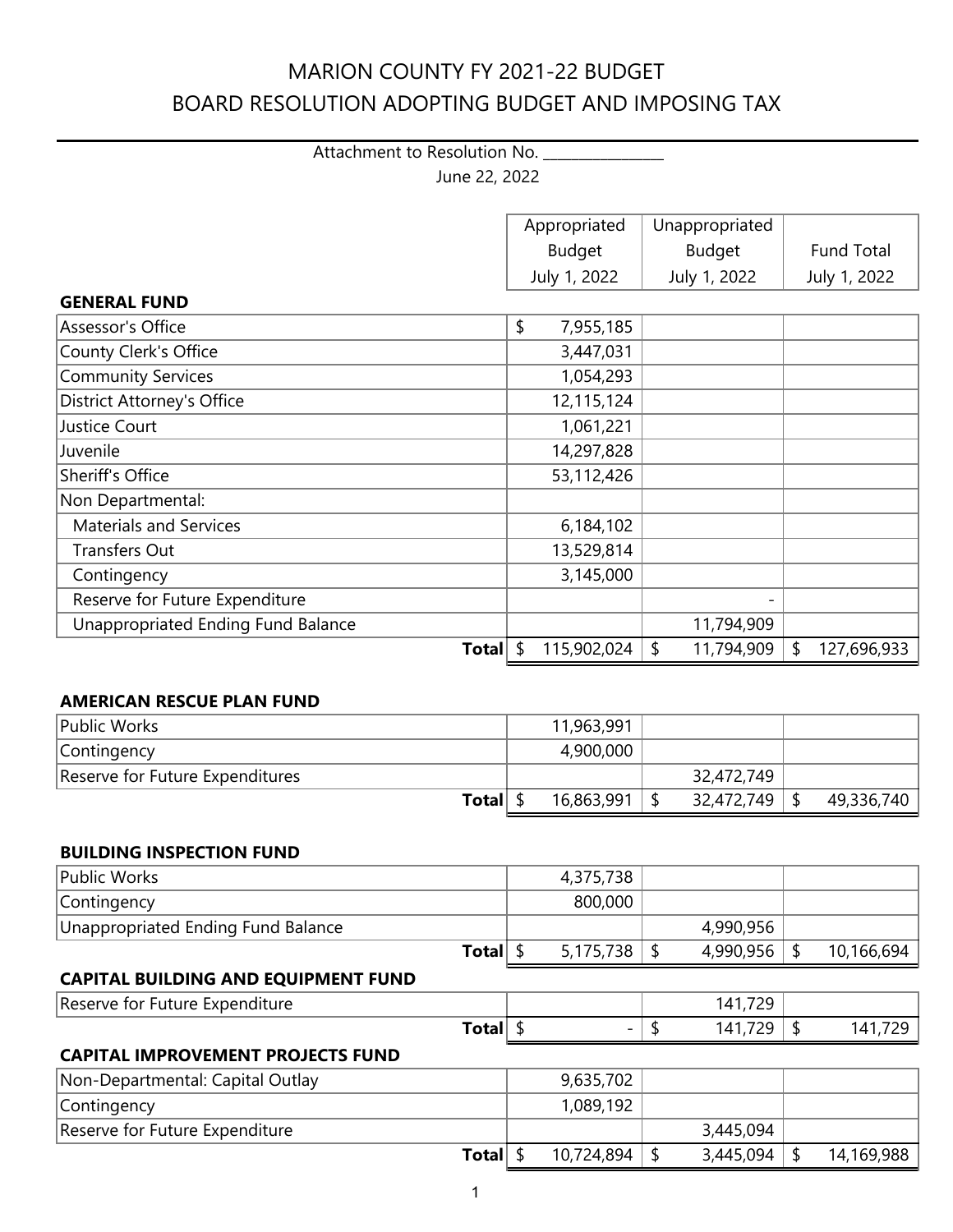# MARION COUNTY FY 2021-22 BUDGET

## BOARD RESOLUTION ADOPTING BUDGET AND IMPOSING TAX

Attachment to Resolution No. _______________

June 22, 2022

| | Appropriated Budget July 1, 2022 | Unappropriated Budget July 1, 2022 | Fund Total July 1, 2022 |
|---|---|---|---|
| **GENERAL FUND** | | | |
| Assessor's Office | $ 7,955,185 | | |
| County Clerk's Office | 3,447,031 | | |
| Community Services | 1,054,293 | | |
| District Attorney's Office | 12,115,124 | | |
| Justice Court | 1,061,221 | | |
| Juvenile | 14,297,828 | | |
| Sheriff's Office | 53,112,426 | | |
| Non Departmental: | | | |
| Materials and Services | 6,184,102 | | |
| Transfers Out | 13,529,814 | | |
| Contingency | 3,145,000 | | |
| Reserve for Future Expenditure | | - | |
| Unappropriated Ending Fund Balance | | 11,794,909 | |
| **Total** | $ 115,902,024 | $ 11,794,909 | $ 127,696,933 |
| **AMERICAN RESCUE PLAN FUND** | | | |
| Public Works | 11,963,991 | | |
| Contingency | 4,900,000 | | |
| Reserve for Future Expenditures | | 32,472,749 | |
| **Total** | $ 16,863,991 | $ 32,472,749 | $ 49,336,740 |
| **BUILDING INSPECTION FUND** | | | |
| Public Works | 4,375,738 | | |
| Contingency | 800,000 | | |
| Unappropriated Ending Fund Balance | | 4,990,956 | |
| **Total** | $ 5,175,738 | $ 4,990,956 | $ 10,166,694 |
| **CAPITAL BUILDING AND EQUIPMENT FUND** | | | |
| Reserve for Future Expenditure | | 141,729 | |
| **Total** | $ - | $ 141,729 | $ 141,729 |
| **CAPITAL IMPROVEMENT PROJECTS FUND** | | | |
| Non-Departmental: Capital Outlay | 9,635,702 | | |
| Contingency | 1,089,192 | | |
| Reserve for Future Expenditure | | 3,445,094 | |
| **Total** | $ 10,724,894 | $ 3,445,094 | $ 14,169,988 |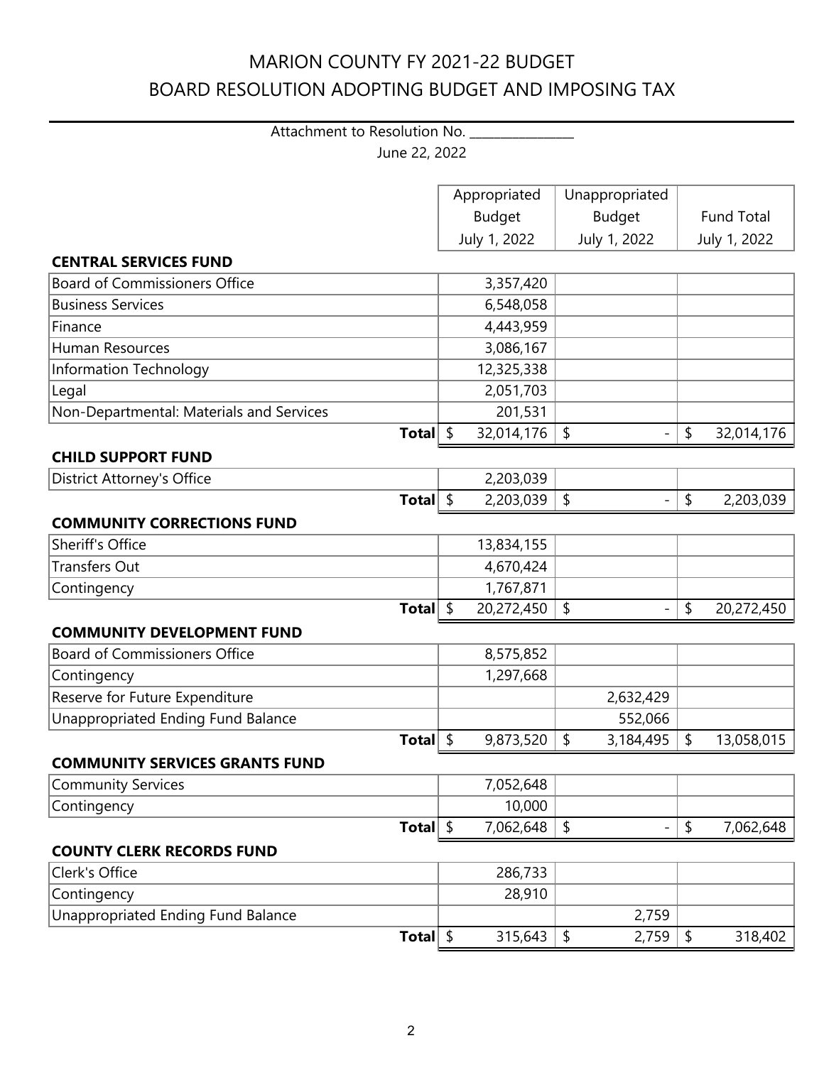# MARION COUNTY FY 2021-22 BUDGET
## BOARD RESOLUTION ADOPTING BUDGET AND IMPOSING TAX

Attachment to Resolution No. _______________

June 22, 2022

| | Appropriated Budget July 1, 2022 | Unappropriated Budget July 1, 2022 | Fund Total July 1, 2022 |
|---|---|---|---|
| **CENTRAL SERVICES FUND** | | | |
| Board of Commissioners Office | 3,357,420 | | |
| Business Services | 6,548,058 | | |
| Finance | 4,443,959 | | |
| Human Resources | 3,086,167 | | |
| Information Technology | 12,325,338 | | |
| Legal | 2,051,703 | | |
| Non-Departmental: Materials and Services | 201,531 | | |
| **Total** | $ 32,014,176 | $ - | $ 32,014,176 |
| **CHILD SUPPORT FUND** | | | |
| District Attorney's Office | 2,203,039 | | |
| **Total** | $ 2,203,039 | $ - | $ 2,203,039 |
| **COMMUNITY CORRECTIONS FUND** | | | |
| Sheriff's Office | 13,834,155 | | |
| Transfers Out | 4,670,424 | | |
| Contingency | 1,767,871 | | |
| **Total** | $ 20,272,450 | $ - | $ 20,272,450 |
| **COMMUNITY DEVELOPMENT FUND** | | | |
| Board of Commissioners Office | 8,575,852 | | |
| Contingency | 1,297,668 | | |
| Reserve for Future Expenditure | | 2,632,429 | |
| Unappropriated Ending Fund Balance | | 552,066 | |
| **Total** | $ 9,873,520 | $ 3,184,495 | $ 13,058,015 |
| **COMMUNITY SERVICES GRANTS FUND** | | | |
| Community Services | 7,052,648 | | |
| Contingency | 10,000 | | |
| **Total** | $ 7,062,648 | $ - | $ 7,062,648 |
| **COUNTY CLERK RECORDS FUND** | | | |
| Clerk's Office | 286,733 | | |
| Contingency | 28,910 | | |
| Unappropriated Ending Fund Balance | | 2,759 | |
| **Total** | $ 315,643 | $ 2,759 | $ 318,402 |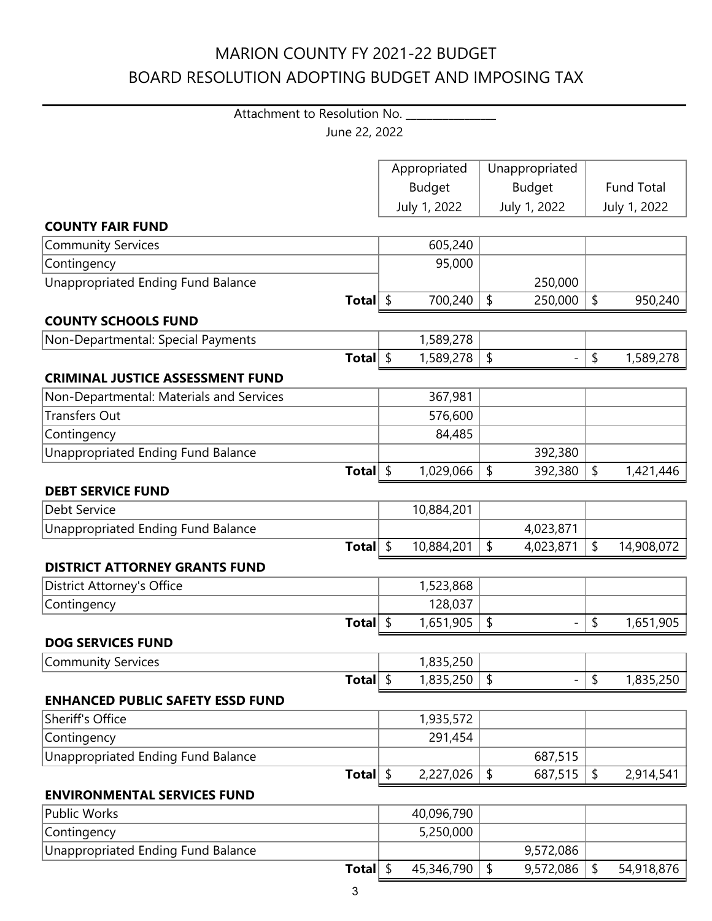# MARION COUNTY FY 2021-22 BUDGET

## BOARD RESOLUTION ADOPTING BUDGET AND IMPOSING TAX

Attachment to Resolution No. _______________

June 22, 2022

| | Appropriated Budget July 1, 2022 | Unappropriated Budget July 1, 2022 | Fund Total July 1, 2022 |
|---|---|---|---|
| **COUNTY FAIR FUND** | | | |
| Community Services | 605,240 | | |
| Contingency | 95,000 | | |
| Unappropriated Ending Fund Balance | | 250,000 | |
| **Total** | $ 700,240 | $ 250,000 | $ 950,240 |
| **COUNTY SCHOOLS FUND** | | | |
| Non-Departmental: Special Payments | 1,589,278 | | |
| **Total** | $ 1,589,278 | $ - | $ 1,589,278 |
| **CRIMINAL JUSTICE ASSESSMENT FUND** | | | |
| Non-Departmental: Materials and Services | 367,981 | | |
| Transfers Out | 576,600 | | |
| Contingency | 84,485 | | |
| Unappropriated Ending Fund Balance | | 392,380 | |
| **Total** | $ 1,029,066 | $ 392,380 | $ 1,421,446 |
| **DEBT SERVICE FUND** | | | |
| Debt Service | 10,884,201 | | |
| Unappropriated Ending Fund Balance | | 4,023,871 | |
| **Total** | $ 10,884,201 | $ 4,023,871 | $ 14,908,072 |
| **DISTRICT ATTORNEY GRANTS FUND** | | | |
| District Attorney's Office | 1,523,868 | | |
| Contingency | 128,037 | | |
| **Total** | $ 1,651,905 | $ - | $ 1,651,905 |
| **DOG SERVICES FUND** | | | |
| Community Services | 1,835,250 | | |
| **Total** | $ 1,835,250 | $ - | $ 1,835,250 |
| **ENHANCED PUBLIC SAFETY ESSD FUND** | | | |
| Sheriff's Office | 1,935,572 | | |
| Contingency | 291,454 | | |
| Unappropriated Ending Fund Balance | | 687,515 | |
| **Total** | $ 2,227,026 | $ 687,515 | $ 2,914,541 |
| **ENVIRONMENTAL SERVICES FUND** | | | |
| Public Works | 40,096,790 | | |
| Contingency | 5,250,000 | | |
| Unappropriated Ending Fund Balance | | 9,572,086 | |
| **Total** | $ 45,346,790 | $ 9,572,086 | $ 54,918,876 |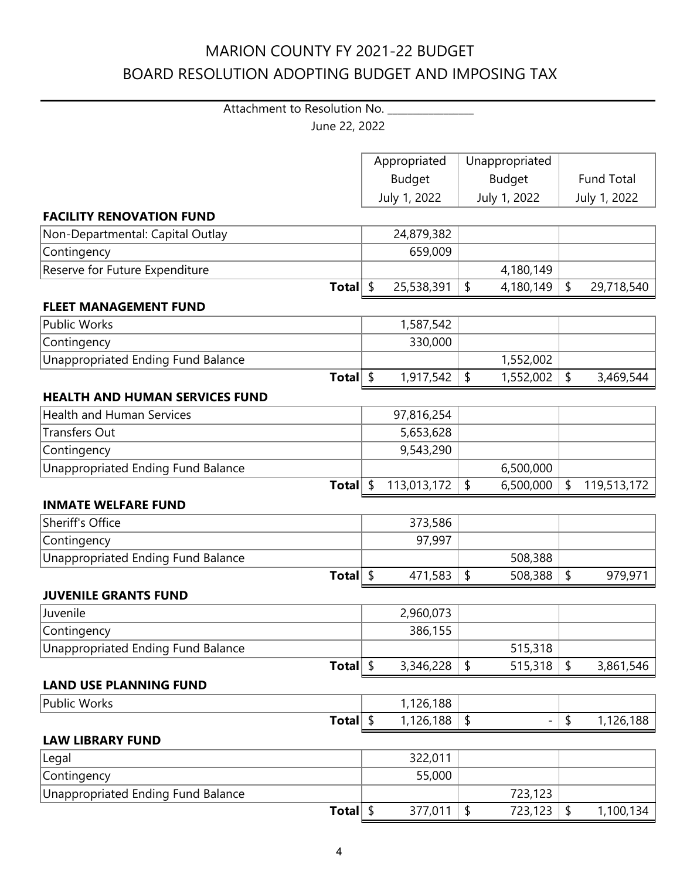# MARION COUNTY FY 2021-22 BUDGET
# BOARD RESOLUTION ADOPTING BUDGET AND IMPOSING TAX

Attachment to Resolution No. _______________

June 22, 2022

| | Appropriated Budget July 1, 2022 | Unappropriated Budget July 1, 2022 | Fund Total July 1, 2022 |
|---|---|---|---|
| **FACILITY RENOVATION FUND** | | | |
| Non-Departmental: Capital Outlay | 24,879,382 | | |
| Contingency | 659,009 | | |
| Reserve for Future Expenditure | | 4,180,149 | |
| **Total** | $ 25,538,391 | $ 4,180,149 | $ 29,718,540 |
| **FLEET MANAGEMENT FUND** | | | |
| Public Works | 1,587,542 | | |
| Contingency | 330,000 | | |
| Unappropriated Ending Fund Balance | | 1,552,002 | |
| **Total** | $ 1,917,542 | $ 1,552,002 | $ 3,469,544 |
| **HEALTH AND HUMAN SERVICES FUND** | | | |
| Health and Human Services | 97,816,254 | | |
| Transfers Out | 5,653,628 | | |
| Contingency | 9,543,290 | | |
| Unappropriated Ending Fund Balance | | 6,500,000 | |
| **Total** | $ 113,013,172 | $ 6,500,000 | $ 119,513,172 |
| **INMATE WELFARE FUND** | | | |
| Sheriff's Office | 373,586 | | |
| Contingency | 97,997 | | |
| Unappropriated Ending Fund Balance | | 508,388 | |
| **Total** | $ 471,583 | $ 508,388 | $ 979,971 |
| **JUVENILE GRANTS FUND** | | | |
| Juvenile | 2,960,073 | | |
| Contingency | 386,155 | | |
| Unappropriated Ending Fund Balance | | 515,318 | |
| **Total** | $ 3,346,228 | $ 515,318 | $ 3,861,546 |
| **LAND USE PLANNING FUND** | | | |
| Public Works | 1,126,188 | | |
| **Total** | $ 1,126,188 | $ - | $ 1,126,188 |
| **LAW LIBRARY FUND** | | | |
| Legal | 322,011 | | |
| Contingency | 55,000 | | |
| Unappropriated Ending Fund Balance | | 723,123 | |
| **Total** | $ 377,011 | $ 723,123 | $ 1,100,134 |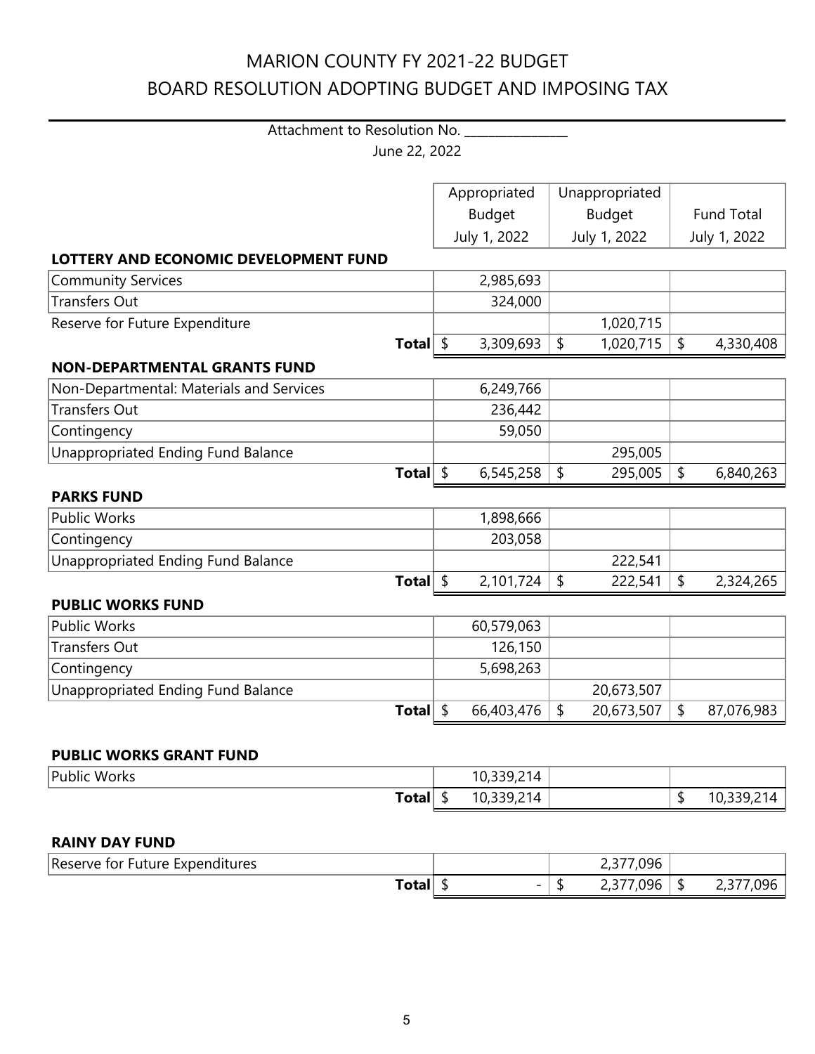# MARION COUNTY FY 2021-22 BUDGET

# BOARD RESOLUTION ADOPTING BUDGET AND IMPOSING TAX

Attachment to Resolution No. _______________

June 22, 2022

| | Appropriated Budget July 1, 2022 | Unappropriated Budget July 1, 2022 | Fund Total July 1, 2022 |
|---|---|---|---|
| **LOTTERY AND ECONOMIC DEVELOPMENT FUND** | | | |
| Community Services | 2,985,693 | | |
| Transfers Out | 324,000 | | |
| Reserve for Future Expenditure | | 1,020,715 | |
| **Total** | $ 3,309,693 | $ 1,020,715 | $ 4,330,408 |
| **NON-DEPARTMENTAL GRANTS FUND** | | | |
| Non-Departmental: Materials and Services | 6,249,766 | | |
| Transfers Out | 236,442 | | |
| Contingency | 59,050 | | |
| Unappropriated Ending Fund Balance | | 295,005 | |
| **Total** | $ 6,545,258 | $ 295,005 | $ 6,840,263 |
| **PARKS FUND** | | | |
| Public Works | 1,898,666 | | |
| Contingency | 203,058 | | |
| Unappropriated Ending Fund Balance | | 222,541 | |
| **Total** | $ 2,101,724 | $ 222,541 | $ 2,324,265 |
| **PUBLIC WORKS FUND** | | | |
| Public Works | 60,579,063 | | |
| Transfers Out | 126,150 | | |
| Contingency | 5,698,263 | | |
| Unappropriated Ending Fund Balance | | 20,673,507 | |
| **Total** | $ 66,403,476 | $ 20,673,507 | $ 87,076,983 |
| **PUBLIC WORKS GRANT FUND** | | | |
| Public Works | 10,339,214 | | |
| **Total** | $ 10,339,214 | | $ 10,339,214 |
| **RAINY DAY FUND** | | | |
| Reserve for Future Expenditures | | 2,377,096 | |
| **Total** | $ - | $ 2,377,096 | $ 2,377,096 |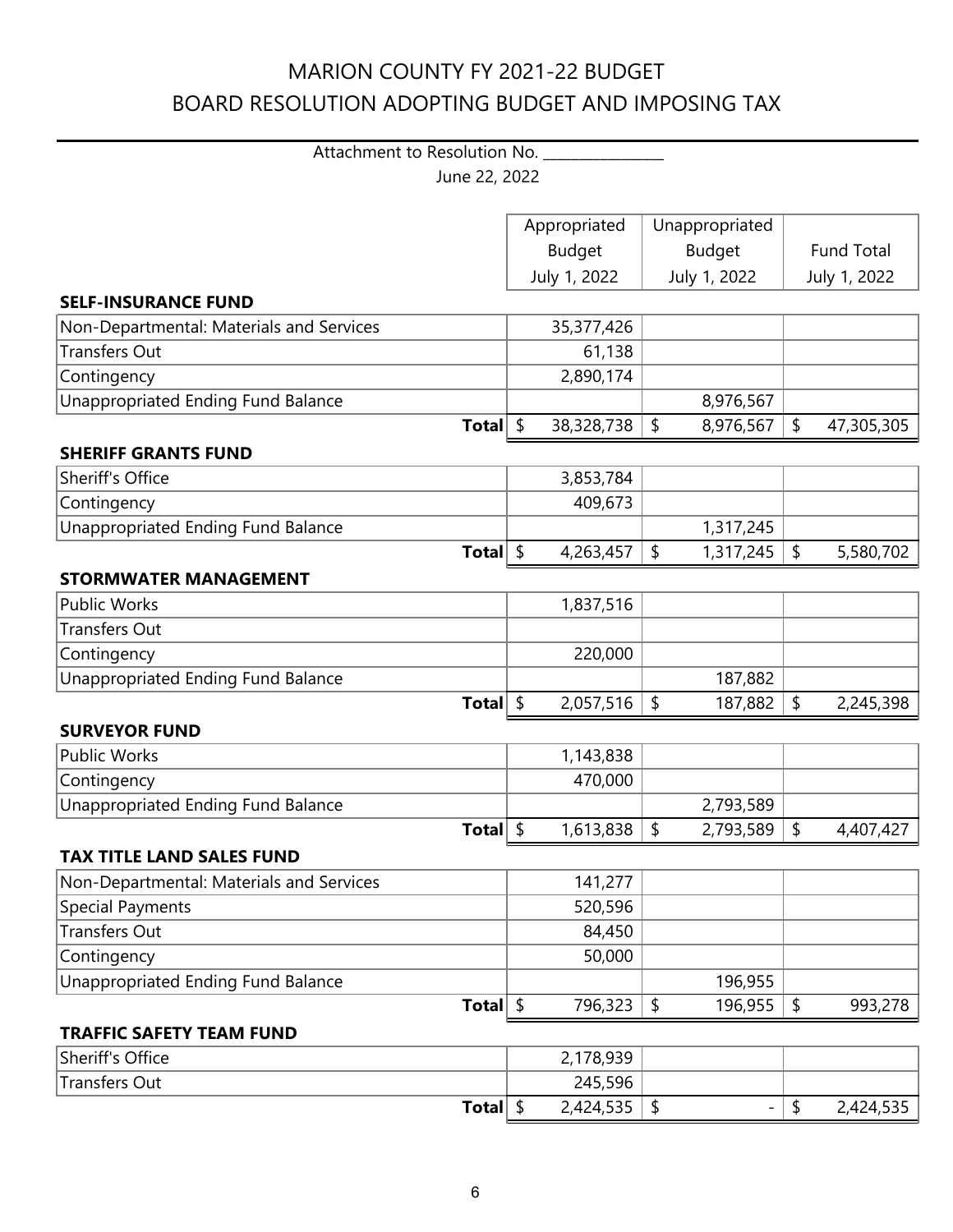# MARION COUNTY FY 2021-22 BUDGET
# BOARD RESOLUTION ADOPTING BUDGET AND IMPOSING TAX

Attachment to Resolution No. _______________

June 22, 2022

| | Appropriated Budget July 1, 2022 | Unappropriated Budget July 1, 2022 | Fund Total July 1, 2022 |
|---|---|---|---|
| **SELF-INSURANCE FUND** | | | |
| Non-Departmental: Materials and Services | 35,377,426 | | |
| Transfers Out | 61,138 | | |
| Contingency | 2,890,174 | | |
| Unappropriated Ending Fund Balance | | 8,976,567 | |
| **Total** | $ 38,328,738 | $ 8,976,567 | $ 47,305,305 |
| **SHERIFF GRANTS FUND** | | | |
| Sheriff's Office | 3,853,784 | | |
| Contingency | 409,673 | | |
| Unappropriated Ending Fund Balance | | 1,317,245 | |
| **Total** | $ 4,263,457 | $ 1,317,245 | $ 5,580,702 |
| **STORMWATER MANAGEMENT** | | | |
| Public Works | 1,837,516 | | |
| Transfers Out | | | |
| Contingency | 220,000 | | |
| Unappropriated Ending Fund Balance | | 187,882 | |
| **Total** | $ 2,057,516 | $ 187,882 | $ 2,245,398 |
| **SURVEYOR FUND** | | | |
| Public Works | 1,143,838 | | |
| Contingency | 470,000 | | |
| Unappropriated Ending Fund Balance | | 2,793,589 | |
| **Total** | $ 1,613,838 | $ 2,793,589 | $ 4,407,427 |
| **TAX TITLE LAND SALES FUND** | | | |
| Non-Departmental: Materials and Services | 141,277 | | |
| Special Payments | 520,596 | | |
| Transfers Out | 84,450 | | |
| Contingency | 50,000 | | |
| Unappropriated Ending Fund Balance | | 196,955 | |
| **Total** | $ 796,323 | $ 196,955 | $ 993,278 |
| **TRAFFIC SAFETY TEAM FUND** | | | |
| Sheriff's Office | 2,178,939 | | |
| Transfers Out | 245,596 | | |
| **Total** | $ 2,424,535 | $ - | $ 2,424,535 |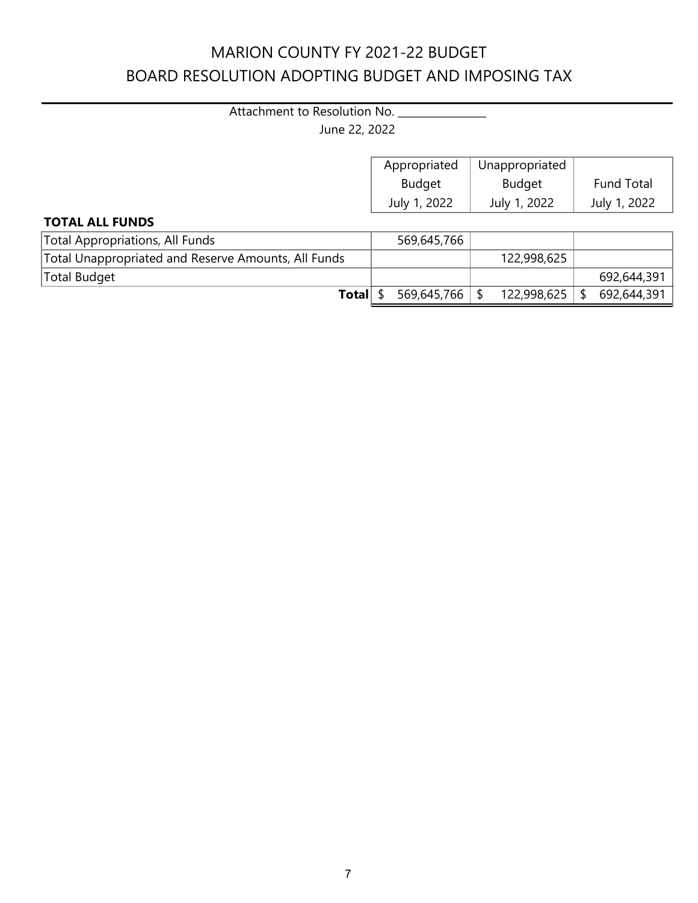# MARION COUNTY FY 2021-22 BUDGET
# BOARD RESOLUTION ADOPTING BUDGET AND IMPOSING TAX

Attachment to Resolution No. _______________

June 22, 2022

| | Appropriated Budget July 1, 2022 | Unappropriated Budget July 1, 2022 | Fund Total July 1, 2022 |
|---|---|---|---|
| **TOTAL ALL FUNDS** | | | |
| Total Appropriations, All Funds | 569,645,766 | | |
| Total Unappropriated and Reserve Amounts, All Funds | | 122,998,625 | |
| Total Budget | | | 692,644,391 |
| **Total** | $ 569,645,766 | $ 122,998,625 | $ 692,644,391 |